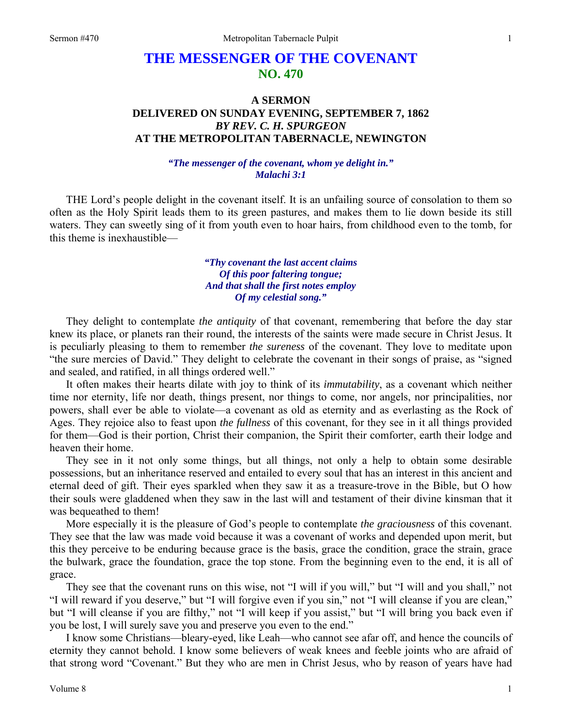# THE MESSENGER OF THE COVENANT
## NO. 470

### A SERMON
### DELIVERED ON SUNDAY EVENING, SEPTEMBER 7, 1862
### *BY REV. C. H. SPURGEON*
### AT THE METROPOLITAN TABERNACLE, NEWINGTON

***"The messenger of the covenant, whom ye delight in."***
***Malachi 3:1***

THE Lord's people delight in the covenant itself. It is an unfailing source of consolation to them so often as the Holy Spirit leads them to its green pastures, and makes them to lie down beside its still waters. They can sweetly sing of it from youth even to hoar hairs, from childhood even to the tomb, for this theme is inexhaustible—

> ***"Thy covenant the last accent claims***
> ***Of this poor faltering tongue;***
> ***And that shall the first notes employ***
> ***Of my celestial song."***

They delight to contemplate *the antiquity* of that covenant, remembering that before the day star knew its place, or planets ran their round, the interests of the saints were made secure in Christ Jesus. It is peculiarly pleasing to them to remember *the sureness* of the covenant. They love to meditate upon "the sure mercies of David." They delight to celebrate the covenant in their songs of praise, as "signed and sealed, and ratified, in all things ordered well."

It often makes their hearts dilate with joy to think of its *immutability*, as a covenant which neither time nor eternity, life nor death, things present, nor things to come, nor angels, nor principalities, nor powers, shall ever be able to violate—a covenant as old as eternity and as everlasting as the Rock of Ages. They rejoice also to feast upon *the fullness* of this covenant, for they see in it all things provided for them—God is their portion, Christ their companion, the Spirit their comforter, earth their lodge and heaven their home.

They see in it not only some things, but all things, not only a help to obtain some desirable possessions, but an inheritance reserved and entailed to every soul that has an interest in this ancient and eternal deed of gift. Their eyes sparkled when they saw it as a treasure-trove in the Bible, but O how their souls were gladdened when they saw in the last will and testament of their divine kinsman that it was bequeathed to them!

More especially it is the pleasure of God's people to contemplate *the graciousness* of this covenant. They see that the law was made void because it was a covenant of works and depended upon merit, but this they perceive to be enduring because grace is the basis, grace the condition, grace the strain, grace the bulwark, grace the foundation, grace the top stone. From the beginning even to the end, it is all of grace.

They see that the covenant runs on this wise, not "I will if you will," but "I will and you shall," not "I will reward if you deserve," but "I will forgive even if you sin," not "I will cleanse if you are clean," but "I will cleanse if you are filthy," not "I will keep if you assist," but "I will bring you back even if you be lost, I will surely save you and preserve you even to the end."

I know some Christians—bleary-eyed, like Leah—who cannot see afar off, and hence the councils of eternity they cannot behold. I know some believers of weak knees and feeble joints who are afraid of that strong word "Covenant." But they who are men in Christ Jesus, who by reason of years have had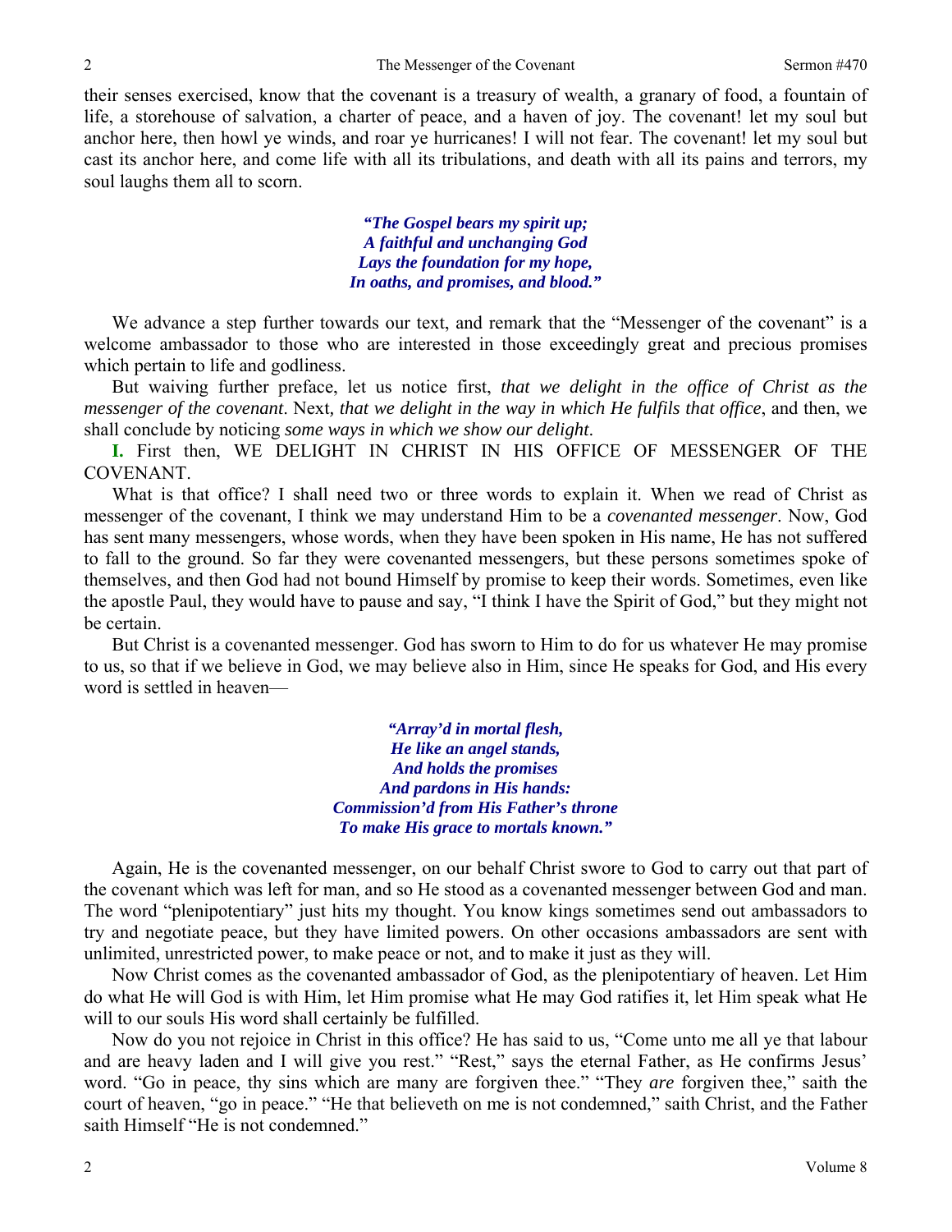their senses exercised, know that the covenant is a treasury of wealth, a granary of food, a fountain of life, a storehouse of salvation, a charter of peace, and a haven of joy. The covenant! let my soul but anchor here, then howl ye winds, and roar ye hurricanes! I will not fear. The covenant! let my soul but cast its anchor here, and come life with all its tribulations, and death with all its pains and terrors, my soul laughs them all to scorn.

> ***"The Gospel bears my spirit up;***
> ***A faithful and unchanging God***
> ***Lays the foundation for my hope,***
> ***In oaths, and promises, and blood."***

We advance a step further towards our text, and remark that the "Messenger of the covenant" is a welcome ambassador to those who are interested in those exceedingly great and precious promises which pertain to life and godliness.

But waiving further preface, let us notice first, *that we delight in the office of Christ as the messenger of the covenant*. Next, *that we delight in the way in which He fulfils that office*, and then, we shall conclude by noticing *some ways in which we show our delight*.

**I.** First then, WE DELIGHT IN CHRIST IN HIS OFFICE OF MESSENGER OF THE COVENANT.

What is that office? I shall need two or three words to explain it. When we read of Christ as messenger of the covenant, I think we may understand Him to be a *covenanted messenger*. Now, God has sent many messengers, whose words, when they have been spoken in His name, He has not suffered to fall to the ground. So far they were covenanted messengers, but these persons sometimes spoke of themselves, and then God had not bound Himself by promise to keep their words. Sometimes, even like the apostle Paul, they would have to pause and say, "I think I have the Spirit of God," but they might not be certain.

But Christ is a covenanted messenger. God has sworn to Him to do for us whatever He may promise to us, so that if we believe in God, we may believe also in Him, since He speaks for God, and His every word is settled in heaven—

> ***"Array'd in mortal flesh,***
> ***He like an angel stands,***
> ***And holds the promises***
> ***And pardons in His hands:***
> ***Commission'd from His Father's throne***
> ***To make His grace to mortals known."***

Again, He is the covenanted messenger, on our behalf Christ swore to God to carry out that part of the covenant which was left for man, and so He stood as a covenanted messenger between God and man. The word "plenipotentiary" just hits my thought. You know kings sometimes send out ambassadors to try and negotiate peace, but they have limited powers. On other occasions ambassadors are sent with unlimited, unrestricted power, to make peace or not, and to make it just as they will.

Now Christ comes as the covenanted ambassador of God, as the plenipotentiary of heaven. Let Him do what He will God is with Him, let Him promise what He may God ratifies it, let Him speak what He will to our souls His word shall certainly be fulfilled.

Now do you not rejoice in Christ in this office? He has said to us, "Come unto me all ye that labour and are heavy laden and I will give you rest." "Rest," says the eternal Father, as He confirms Jesus' word. "Go in peace, thy sins which are many are forgiven thee." "They *are* forgiven thee," saith the court of heaven, "go in peace." "He that believeth on me is not condemned," saith Christ, and the Father saith Himself "He is not condemned."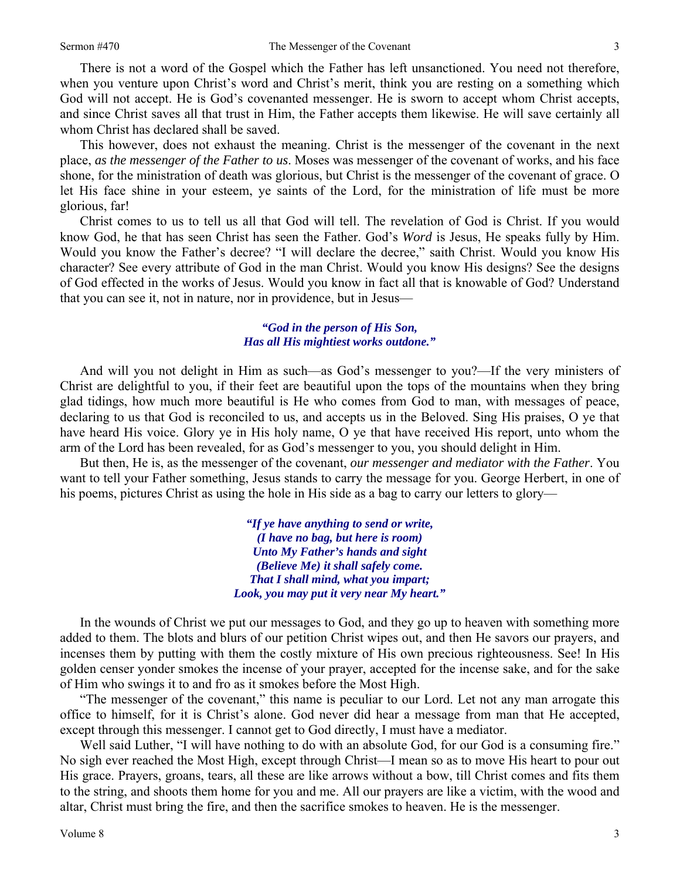There is not a word of the Gospel which the Father has left unsanctioned. You need not therefore, when you venture upon Christ's word and Christ's merit, think you are resting on a something which God will not accept. He is God's covenanted messenger. He is sworn to accept whom Christ accepts, and since Christ saves all that trust in Him, the Father accepts them likewise. He will save certainly all whom Christ has declared shall be saved.

This however, does not exhaust the meaning. Christ is the messenger of the covenant in the next place, *as the messenger of the Father to us*. Moses was messenger of the covenant of works, and his face shone, for the ministration of death was glorious, but Christ is the messenger of the covenant of grace. O let His face shine in your esteem, ye saints of the Lord, for the ministration of life must be more glorious, far!

Christ comes to us to tell us all that God will tell. The revelation of God is Christ. If you would know God, he that has seen Christ has seen the Father. God's *Word* is Jesus, He speaks fully by Him. Would you know the Father's decree? "I will declare the decree," saith Christ. Would you know His character? See every attribute of God in the man Christ. Would you know His designs? See the designs of God effected in the works of Jesus. Would you know in fact all that is knowable of God? Understand that you can see it, not in nature, nor in providence, but in Jesus—

*"God in the person of His Son,*
*Has all His mightiest works outdone."*

And will you not delight in Him as such—as God's messenger to you?—If the very ministers of Christ are delightful to you, if their feet are beautiful upon the tops of the mountains when they bring glad tidings, how much more beautiful is He who comes from God to man, with messages of peace, declaring to us that God is reconciled to us, and accepts us in the Beloved. Sing His praises, O ye that have heard His voice. Glory ye in His holy name, O ye that have received His report, unto whom the arm of the Lord has been revealed, for as God's messenger to you, you should delight in Him.

But then, He is, as the messenger of the covenant, *our messenger and mediator with the Father*. You want to tell your Father something, Jesus stands to carry the message for you. George Herbert, in one of his poems, pictures Christ as using the hole in His side as a bag to carry our letters to glory—

*"If ye have anything to send or write,*
*(I have no bag, but here is room)*
*Unto My Father's hands and sight*
*(Believe Me) it shall safely come.*
*That I shall mind, what you impart;*
*Look, you may put it very near My heart."*

In the wounds of Christ we put our messages to God, and they go up to heaven with something more added to them. The blots and blurs of our petition Christ wipes out, and then He savors our prayers, and incenses them by putting with them the costly mixture of His own precious righteousness. See! In His golden censer yonder smokes the incense of your prayer, accepted for the incense sake, and for the sake of Him who swings it to and fro as it smokes before the Most High.

"The messenger of the covenant," this name is peculiar to our Lord. Let not any man arrogate this office to himself, for it is Christ's alone. God never did hear a message from man that He accepted, except through this messenger. I cannot get to God directly, I must have a mediator.

Well said Luther, "I will have nothing to do with an absolute God, for our God is a consuming fire." No sigh ever reached the Most High, except through Christ—I mean so as to move His heart to pour out His grace. Prayers, groans, tears, all these are like arrows without a bow, till Christ comes and fits them to the string, and shoots them home for you and me. All our prayers are like a victim, with the wood and altar, Christ must bring the fire, and then the sacrifice smokes to heaven. He is the messenger.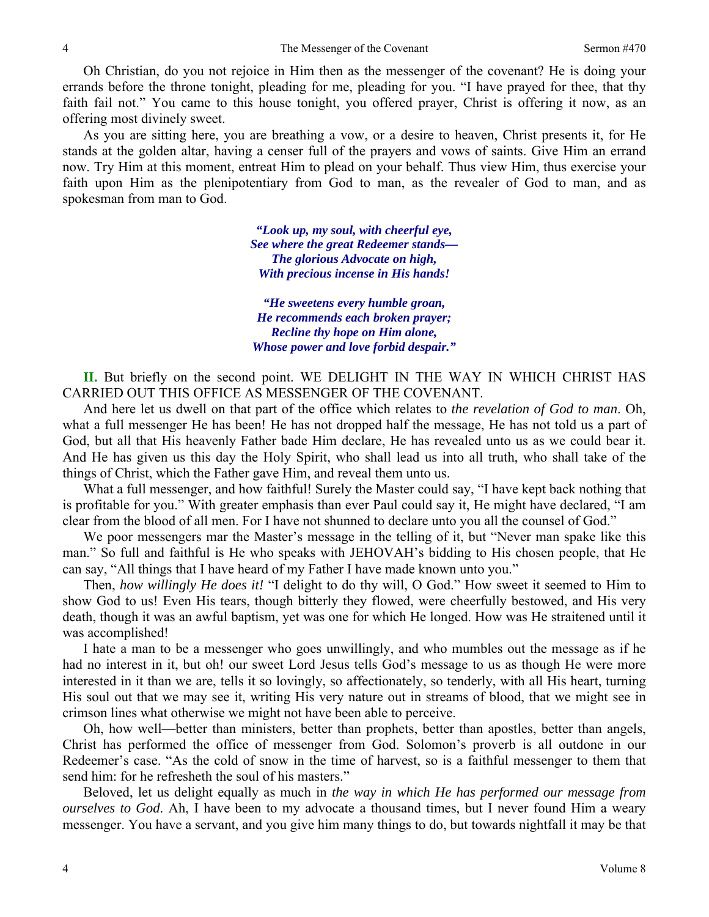Oh Christian, do you not rejoice in Him then as the messenger of the covenant? He is doing your errands before the throne tonight, pleading for me, pleading for you. "I have prayed for thee, that thy faith fail not." You came to this house tonight, you offered prayer, Christ is offering it now, as an offering most divinely sweet.

As you are sitting here, you are breathing a vow, or a desire to heaven, Christ presents it, for He stands at the golden altar, having a censer full of the prayers and vows of saints. Give Him an errand now. Try Him at this moment, entreat Him to plead on your behalf. Thus view Him, thus exercise your faith upon Him as the plenipotentiary from God to man, as the revealer of God to man, and as spokesman from man to God.

> ***"Look up, my soul, with cheerful eye,***
> ***See where the great Redeemer stands—***
> ***The glorious Advocate on high,***
> ***With precious incense in His hands!***
>
> ***"He sweetens every humble groan,***
> ***He recommends each broken prayer;***
> ***Recline thy hope on Him alone,***
> ***Whose power and love forbid despair."***

**II.** But briefly on the second point. WE DELIGHT IN THE WAY IN WHICH CHRIST HAS CARRIED OUT THIS OFFICE AS MESSENGER OF THE COVENANT.

And here let us dwell on that part of the office which relates to *the revelation of God to man*. Oh, what a full messenger He has been! He has not dropped half the message, He has not told us a part of God, but all that His heavenly Father bade Him declare, He has revealed unto us as we could bear it. And He has given us this day the Holy Spirit, who shall lead us into all truth, who shall take of the things of Christ, which the Father gave Him, and reveal them unto us.

What a full messenger, and how faithful! Surely the Master could say, "I have kept back nothing that is profitable for you." With greater emphasis than ever Paul could say it, He might have declared, "I am clear from the blood of all men. For I have not shunned to declare unto you all the counsel of God."

We poor messengers mar the Master's message in the telling of it, but "Never man spake like this man." So full and faithful is He who speaks with JEHOVAH's bidding to His chosen people, that He can say, "All things that I have heard of my Father I have made known unto you."

Then, *how willingly He does it!* "I delight to do thy will, O God." How sweet it seemed to Him to show God to us! Even His tears, though bitterly they flowed, were cheerfully bestowed, and His very death, though it was an awful baptism, yet was one for which He longed. How was He straitened until it was accomplished!

I hate a man to be a messenger who goes unwillingly, and who mumbles out the message as if he had no interest in it, but oh! our sweet Lord Jesus tells God's message to us as though He were more interested in it than we are, tells it so lovingly, so affectionately, so tenderly, with all His heart, turning His soul out that we may see it, writing His very nature out in streams of blood, that we might see in crimson lines what otherwise we might not have been able to perceive.

Oh, how well—better than ministers, better than prophets, better than apostles, better than angels, Christ has performed the office of messenger from God. Solomon's proverb is all outdone in our Redeemer's case. "As the cold of snow in the time of harvest, so is a faithful messenger to them that send him: for he refresheth the soul of his masters."

Beloved, let us delight equally as much in *the way in which He has performed our message from ourselves to God*. Ah, I have been to my advocate a thousand times, but I never found Him a weary messenger. You have a servant, and you give him many things to do, but towards nightfall it may be that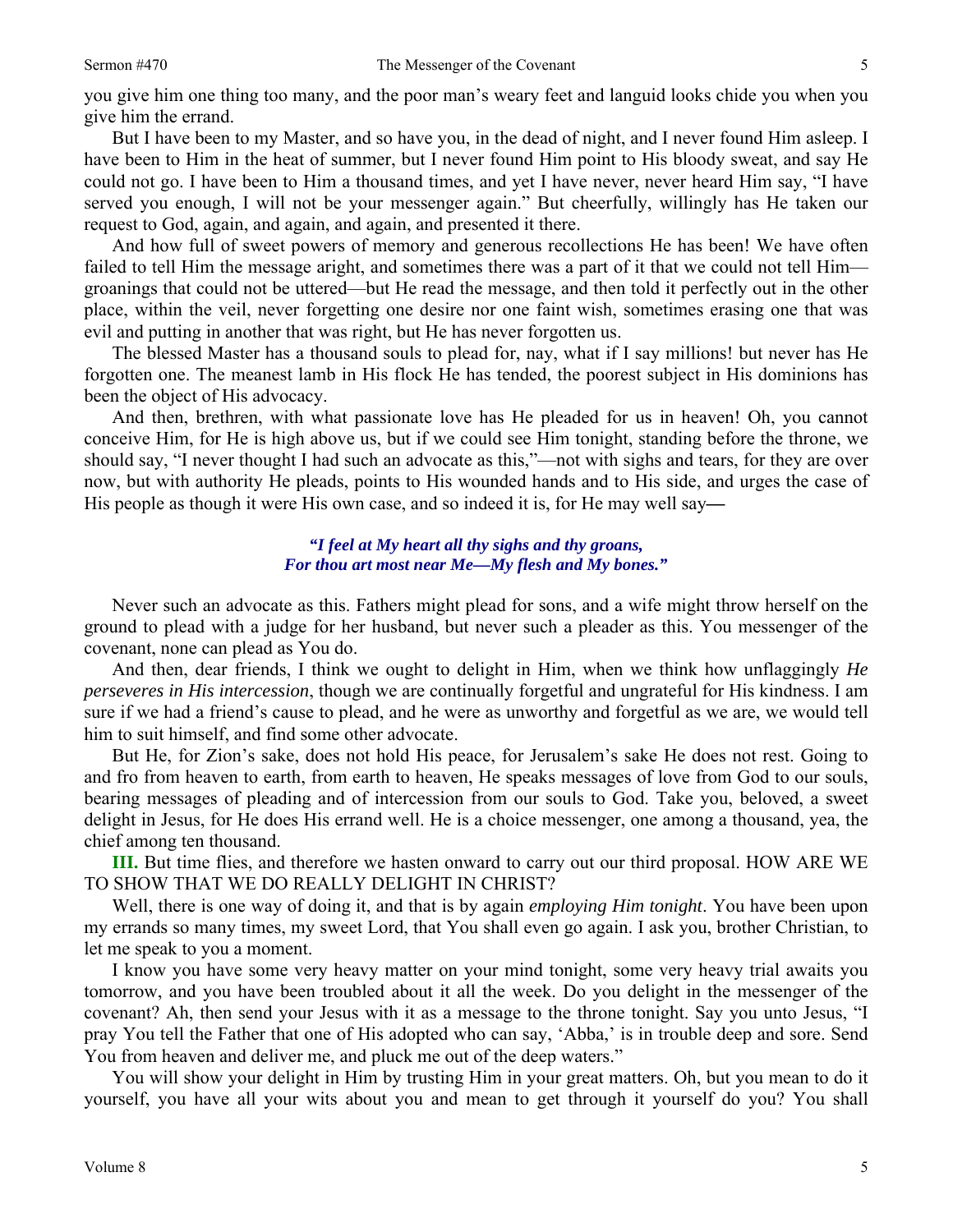you give him one thing too many, and the poor man's weary feet and languid looks chide you when you give him the errand.

But I have been to my Master, and so have you, in the dead of night, and I never found Him asleep. I have been to Him in the heat of summer, but I never found Him point to His bloody sweat, and say He could not go. I have been to Him a thousand times, and yet I have never, never heard Him say, "I have served you enough, I will not be your messenger again." But cheerfully, willingly has He taken our request to God, again, and again, and again, and presented it there.

And how full of sweet powers of memory and generous recollections He has been! We have often failed to tell Him the message aright, and sometimes there was a part of it that we could not tell Him—groanings that could not be uttered—but He read the message, and then told it perfectly out in the other place, within the veil, never forgetting one desire nor one faint wish, sometimes erasing one that was evil and putting in another that was right, but He has never forgotten us.

The blessed Master has a thousand souls to plead for, nay, what if I say millions! but never has He forgotten one. The meanest lamb in His flock He has tended, the poorest subject in His dominions has been the object of His advocacy.

And then, brethren, with what passionate love has He pleaded for us in heaven! Oh, you cannot conceive Him, for He is high above us, but if we could see Him tonight, standing before the throne, we should say, "I never thought I had such an advocate as this,"—not with sighs and tears, for they are over now, but with authority He pleads, points to His wounded hands and to His side, and urges the case of His people as though it were His own case, and so indeed it is, for He may well say**—**

> ***"I feel at My heart all thy sighs and thy groans,***
> ***For thou art most near Me—My flesh and My bones."***

Never such an advocate as this. Fathers might plead for sons, and a wife might throw herself on the ground to plead with a judge for her husband, but never such a pleader as this. You messenger of the covenant, none can plead as You do.

And then, dear friends, I think we ought to delight in Him, when we think how unflaggingly *He perseveres in His intercession*, though we are continually forgetful and ungrateful for His kindness. I am sure if we had a friend's cause to plead, and he were as unworthy and forgetful as we are, we would tell him to suit himself, and find some other advocate.

But He, for Zion's sake, does not hold His peace, for Jerusalem's sake He does not rest. Going to and fro from heaven to earth, from earth to heaven, He speaks messages of love from God to our souls, bearing messages of pleading and of intercession from our souls to God. Take you, beloved, a sweet delight in Jesus, for He does His errand well. He is a choice messenger, one among a thousand, yea, the chief among ten thousand.

**III.** But time flies, and therefore we hasten onward to carry out our third proposal. HOW ARE WE TO SHOW THAT WE DO REALLY DELIGHT IN CHRIST?

Well, there is one way of doing it, and that is by again *employing Him tonight*. You have been upon my errands so many times, my sweet Lord, that You shall even go again. I ask you, brother Christian, to let me speak to you a moment.

I know you have some very heavy matter on your mind tonight, some very heavy trial awaits you tomorrow, and you have been troubled about it all the week. Do you delight in the messenger of the covenant? Ah, then send your Jesus with it as a message to the throne tonight. Say you unto Jesus, "I pray You tell the Father that one of His adopted who can say, 'Abba,' is in trouble deep and sore. Send You from heaven and deliver me, and pluck me out of the deep waters."

You will show your delight in Him by trusting Him in your great matters. Oh, but you mean to do it yourself, you have all your wits about you and mean to get through it yourself do you? You shall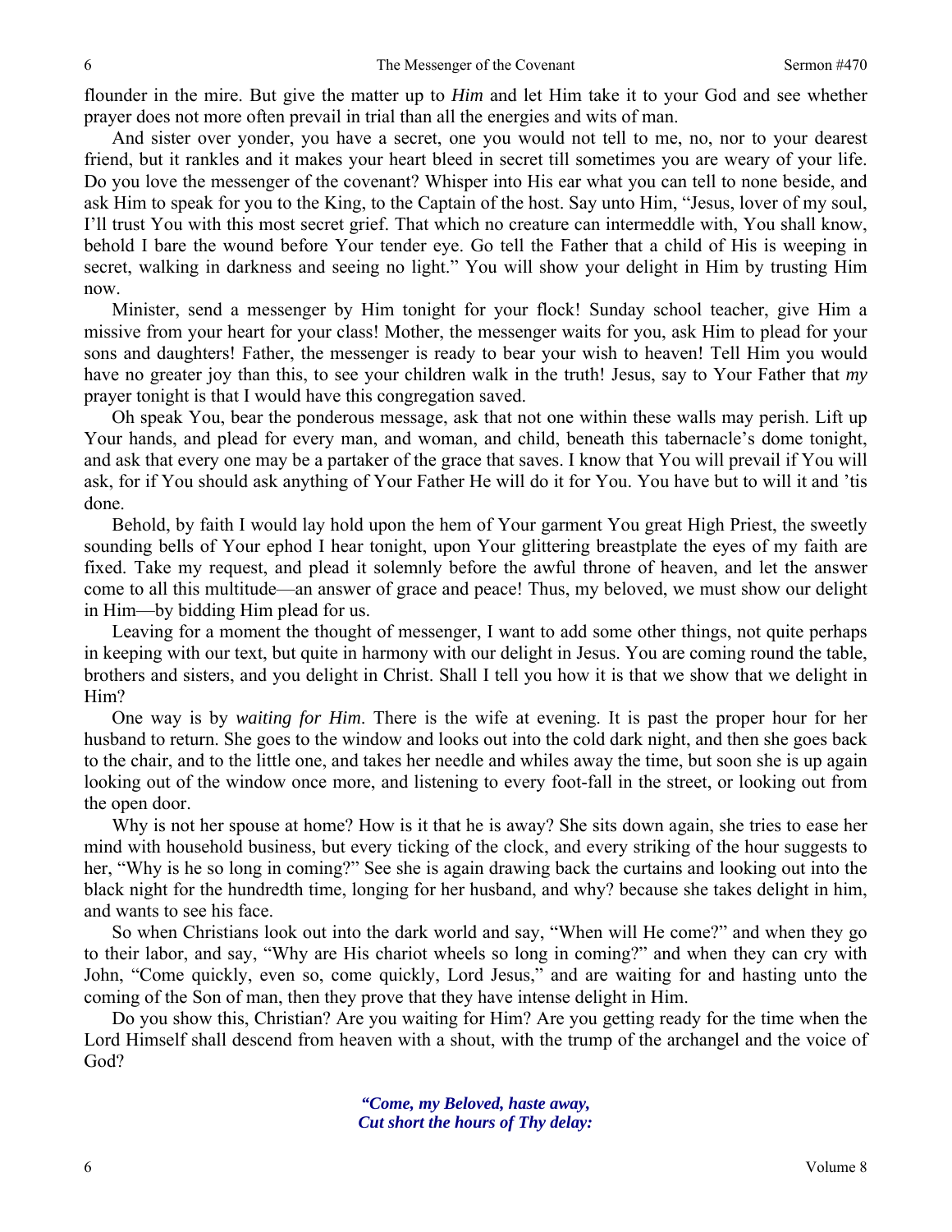flounder in the mire. But give the matter up to *Him* and let Him take it to your God and see whether prayer does not more often prevail in trial than all the energies and wits of man.

And sister over yonder, you have a secret, one you would not tell to me, no, nor to your dearest friend, but it rankles and it makes your heart bleed in secret till sometimes you are weary of your life. Do you love the messenger of the covenant? Whisper into His ear what you can tell to none beside, and ask Him to speak for you to the King, to the Captain of the host. Say unto Him, "Jesus, lover of my soul, I'll trust You with this most secret grief. That which no creature can intermeddle with, You shall know, behold I bare the wound before Your tender eye. Go tell the Father that a child of His is weeping in secret, walking in darkness and seeing no light." You will show your delight in Him by trusting Him now.

Minister, send a messenger by Him tonight for your flock! Sunday school teacher, give Him a missive from your heart for your class! Mother, the messenger waits for you, ask Him to plead for your sons and daughters! Father, the messenger is ready to bear your wish to heaven! Tell Him you would have no greater joy than this, to see your children walk in the truth! Jesus, say to Your Father that *my* prayer tonight is that I would have this congregation saved.

Oh speak You, bear the ponderous message, ask that not one within these walls may perish. Lift up Your hands, and plead for every man, and woman, and child, beneath this tabernacle's dome tonight, and ask that every one may be a partaker of the grace that saves. I know that You will prevail if You will ask, for if You should ask anything of Your Father He will do it for You. You have but to will it and 'tis done.

Behold, by faith I would lay hold upon the hem of Your garment You great High Priest, the sweetly sounding bells of Your ephod I hear tonight, upon Your glittering breastplate the eyes of my faith are fixed. Take my request, and plead it solemnly before the awful throne of heaven, and let the answer come to all this multitude—an answer of grace and peace! Thus, my beloved, we must show our delight in Him—by bidding Him plead for us.

Leaving for a moment the thought of messenger, I want to add some other things, not quite perhaps in keeping with our text, but quite in harmony with our delight in Jesus. You are coming round the table, brothers and sisters, and you delight in Christ. Shall I tell you how it is that we show that we delight in Him?

One way is by *waiting for Him*. There is the wife at evening. It is past the proper hour for her husband to return. She goes to the window and looks out into the cold dark night, and then she goes back to the chair, and to the little one, and takes her needle and whiles away the time, but soon she is up again looking out of the window once more, and listening to every foot-fall in the street, or looking out from the open door.

Why is not her spouse at home? How is it that he is away? She sits down again, she tries to ease her mind with household business, but every ticking of the clock, and every striking of the hour suggests to her, "Why is he so long in coming?" See she is again drawing back the curtains and looking out into the black night for the hundredth time, longing for her husband, and why? because she takes delight in him, and wants to see his face.

So when Christians look out into the dark world and say, "When will He come?" and when they go to their labor, and say, "Why are His chariot wheels so long in coming?" and when they can cry with John, "Come quickly, even so, come quickly, Lord Jesus," and are waiting for and hasting unto the coming of the Son of man, then they prove that they have intense delight in Him.

Do you show this, Christian? Are you waiting for Him? Are you getting ready for the time when the Lord Himself shall descend from heaven with a shout, with the trump of the archangel and the voice of God?

> ***"Come, my Beloved, haste away,***
> ***Cut short the hours of Thy delay:***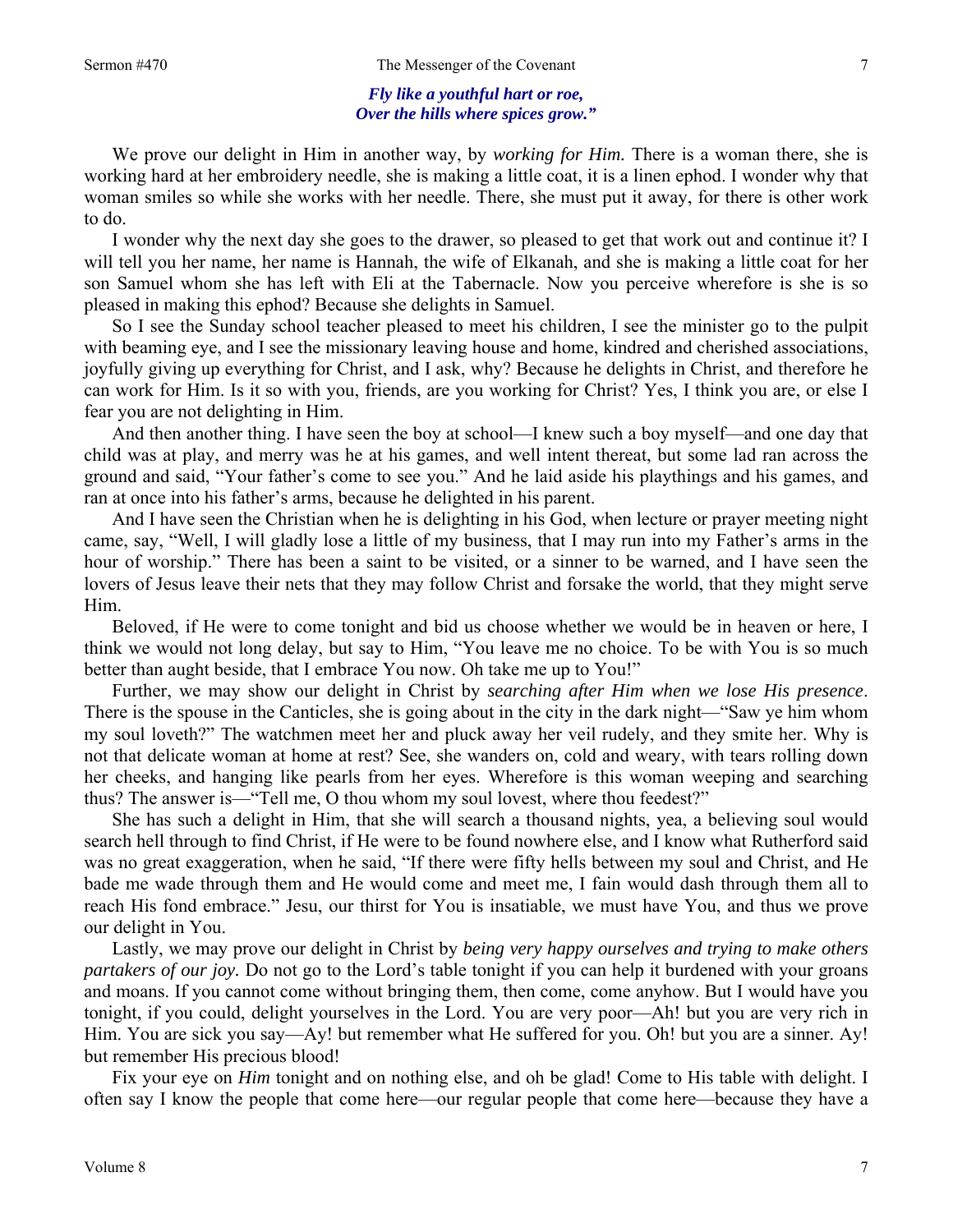*Fly like a youthful hart or roe,*
*Over the hills where spices grow."*

We prove our delight in Him in another way, by *working for Him.* There is a woman there, she is working hard at her embroidery needle, she is making a little coat, it is a linen ephod. I wonder why that woman smiles so while she works with her needle. There, she must put it away, for there is other work to do.

I wonder why the next day she goes to the drawer, so pleased to get that work out and continue it? I will tell you her name, her name is Hannah, the wife of Elkanah, and she is making a little coat for her son Samuel whom she has left with Eli at the Tabernacle. Now you perceive wherefore is she is so pleased in making this ephod? Because she delights in Samuel.

So I see the Sunday school teacher pleased to meet his children, I see the minister go to the pulpit with beaming eye, and I see the missionary leaving house and home, kindred and cherished associations, joyfully giving up everything for Christ, and I ask, why? Because he delights in Christ, and therefore he can work for Him. Is it so with you, friends, are you working for Christ? Yes, I think you are, or else I fear you are not delighting in Him.

And then another thing. I have seen the boy at school—I knew such a boy myself—and one day that child was at play, and merry was he at his games, and well intent thereat, but some lad ran across the ground and said, "Your father's come to see you." And he laid aside his playthings and his games, and ran at once into his father's arms, because he delighted in his parent.

And I have seen the Christian when he is delighting in his God, when lecture or prayer meeting night came, say, "Well, I will gladly lose a little of my business, that I may run into my Father's arms in the hour of worship." There has been a saint to be visited, or a sinner to be warned, and I have seen the lovers of Jesus leave their nets that they may follow Christ and forsake the world, that they might serve Him.

Beloved, if He were to come tonight and bid us choose whether we would be in heaven or here, I think we would not long delay, but say to Him, "You leave me no choice. To be with You is so much better than aught beside, that I embrace You now. Oh take me up to You!"

Further, we may show our delight in Christ by *searching after Him when we lose His presence*. There is the spouse in the Canticles, she is going about in the city in the dark night—"Saw ye him whom my soul loveth?" The watchmen meet her and pluck away her veil rudely, and they smite her. Why is not that delicate woman at home at rest? See, she wanders on, cold and weary, with tears rolling down her cheeks, and hanging like pearls from her eyes. Wherefore is this woman weeping and searching thus? The answer is—"Tell me, O thou whom my soul lovest, where thou feedest?"

She has such a delight in Him, that she will search a thousand nights, yea, a believing soul would search hell through to find Christ, if He were to be found nowhere else, and I know what Rutherford said was no great exaggeration, when he said, "If there were fifty hells between my soul and Christ, and He bade me wade through them and He would come and meet me, I fain would dash through them all to reach His fond embrace." Jesu, our thirst for You is insatiable, we must have You, and thus we prove our delight in You.

Lastly, we may prove our delight in Christ by *being very happy ourselves and trying to make others partakers of our joy*. Do not go to the Lord's table tonight if you can help it burdened with your groans and moans. If you cannot come without bringing them, then come, come anyhow. But I would have you tonight, if you could, delight yourselves in the Lord. You are very poor—Ah! but you are very rich in Him. You are sick you say—Ay! but remember what He suffered for you. Oh! but you are a sinner. Ay! but remember His precious blood!

Fix your eye on *Him* tonight and on nothing else, and oh be glad! Come to His table with delight. I often say I know the people that come here—our regular people that come here—because they have a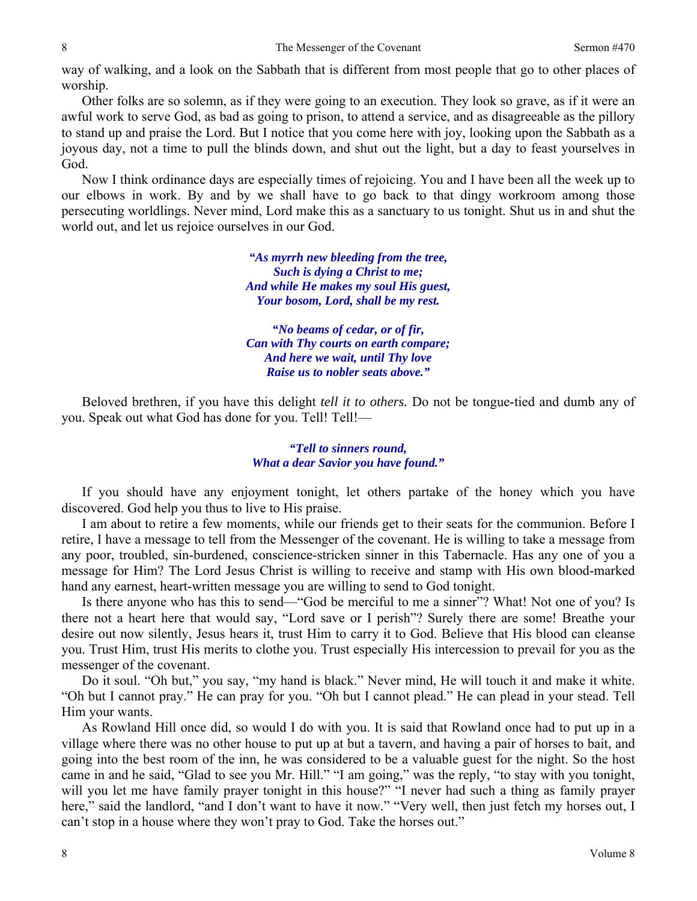way of walking, and a look on the Sabbath that is different from most people that go to other places of worship.

Other folks are so solemn, as if they were going to an execution. They look so grave, as if it were an awful work to serve God, as bad as going to prison, to attend a service, and as disagreeable as the pillory to stand up and praise the Lord. But I notice that you come here with joy, looking upon the Sabbath as a joyous day, not a time to pull the blinds down, and shut out the light, but a day to feast yourselves in God.

Now I think ordinance days are especially times of rejoicing. You and I have been all the week up to our elbows in work. By and by we shall have to go back to that dingy workroom among those persecuting worldlings. Never mind, Lord make this as a sanctuary to us tonight. Shut us in and shut the world out, and let us rejoice ourselves in our God.

> ***"As myrrh new bleeding from the tree,***
> ***Such is dying a Christ to me;***
> ***And while He makes my soul His guest,***
> ***Your bosom, Lord, shall be my rest.***
>
> ***"No beams of cedar, or of fir,***
> ***Can with Thy courts on earth compare;***
> ***And here we wait, until Thy love***
> ***Raise us to nobler seats above."***

Beloved brethren, if you have this delight *tell it to others.* Do not be tongue-tied and dumb any of you. Speak out what God has done for you. Tell! Tell!—

> ***"Tell to sinners round,***
> ***What a dear Savior you have found."***

If you should have any enjoyment tonight, let others partake of the honey which you have discovered. God help you thus to live to His praise.

I am about to retire a few moments, while our friends get to their seats for the communion. Before I retire, I have a message to tell from the Messenger of the covenant. He is willing to take a message from any poor, troubled, sin-burdened, conscience-stricken sinner in this Tabernacle. Has any one of you a message for Him? The Lord Jesus Christ is willing to receive and stamp with His own blood-marked hand any earnest, heart-written message you are willing to send to God tonight.

Is there anyone who has this to send—"God be merciful to me a sinner"? What! Not one of you? Is there not a heart here that would say, "Lord save or I perish"? Surely there are some! Breathe your desire out now silently, Jesus hears it, trust Him to carry it to God. Believe that His blood can cleanse you. Trust Him, trust His merits to clothe you. Trust especially His intercession to prevail for you as the messenger of the covenant.

Do it soul. "Oh but," you say, "my hand is black." Never mind, He will touch it and make it white. "Oh but I cannot pray." He can pray for you. "Oh but I cannot plead." He can plead in your stead. Tell Him your wants.

As Rowland Hill once did, so would I do with you. It is said that Rowland once had to put up in a village where there was no other house to put up at but a tavern, and having a pair of horses to bait, and going into the best room of the inn, he was considered to be a valuable guest for the night. So the host came in and he said, "Glad to see you Mr. Hill." "I am going," was the reply, "to stay with you tonight, will you let me have family prayer tonight in this house?" "I never had such a thing as family prayer here," said the landlord, "and I don't want to have it now." "Very well, then just fetch my horses out, I can't stop in a house where they won't pray to God. Take the horses out."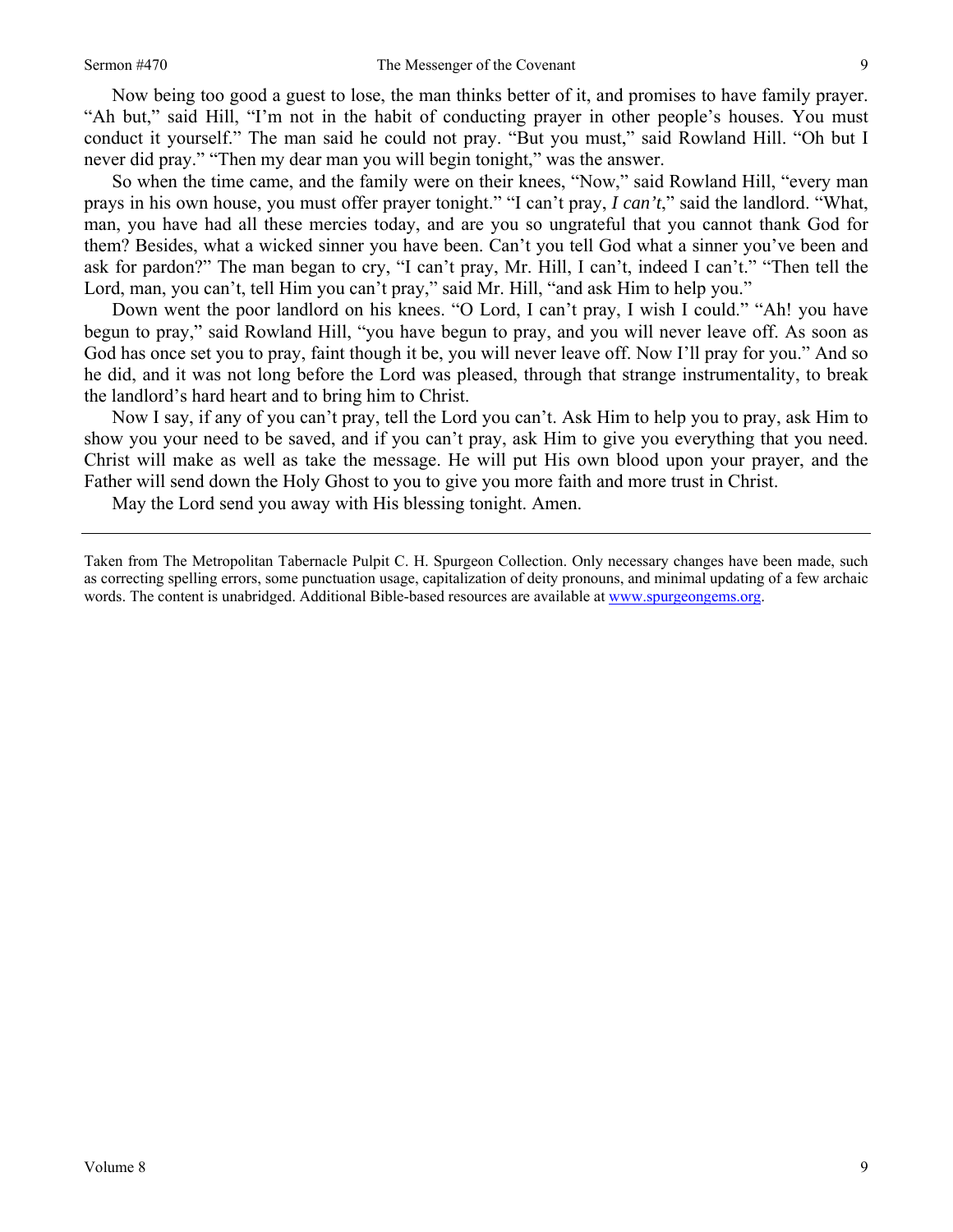Now being too good a guest to lose, the man thinks better of it, and promises to have family prayer. "Ah but," said Hill, "I'm not in the habit of conducting prayer in other people's houses. You must conduct it yourself." The man said he could not pray. "But you must," said Rowland Hill. "Oh but I never did pray." "Then my dear man you will begin tonight," was the answer.

So when the time came, and the family were on their knees, "Now," said Rowland Hill, "every man prays in his own house, you must offer prayer tonight." "I can't pray, *I can't*," said the landlord. "What, man, you have had all these mercies today, and are you so ungrateful that you cannot thank God for them? Besides, what a wicked sinner you have been. Can't you tell God what a sinner you've been and ask for pardon?" The man began to cry, "I can't pray, Mr. Hill, I can't, indeed I can't." "Then tell the Lord, man, you can't, tell Him you can't pray," said Mr. Hill, "and ask Him to help you."

Down went the poor landlord on his knees. "O Lord, I can't pray, I wish I could." "Ah! you have begun to pray," said Rowland Hill, "you have begun to pray, and you will never leave off. As soon as God has once set you to pray, faint though it be, you will never leave off. Now I'll pray for you." And so he did, and it was not long before the Lord was pleased, through that strange instrumentality, to break the landlord's hard heart and to bring him to Christ.

Now I say, if any of you can't pray, tell the Lord you can't. Ask Him to help you to pray, ask Him to show you your need to be saved, and if you can't pray, ask Him to give you everything that you need. Christ will make as well as take the message. He will put His own blood upon your prayer, and the Father will send down the Holy Ghost to you to give you more faith and more trust in Christ.

May the Lord send you away with His blessing tonight. Amen.

---

Taken from The Metropolitan Tabernacle Pulpit C. H. Spurgeon Collection. Only necessary changes have been made, such as correcting spelling errors, some punctuation usage, capitalization of deity pronouns, and minimal updating of a few archaic words. The content is unabridged. Additional Bible-based resources are available at www.spurgeongems.org.